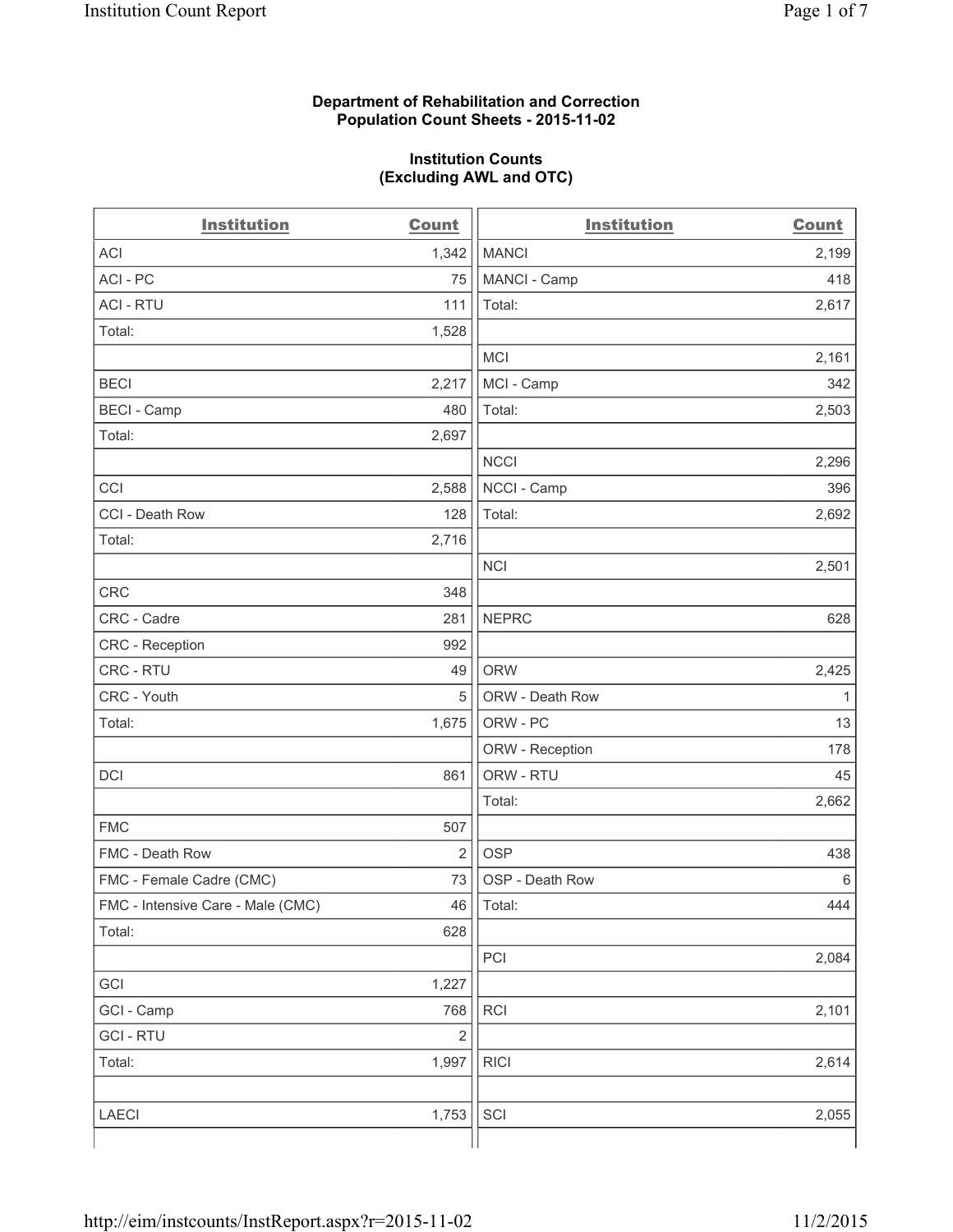**Department of Rehabilitation and Correction**
**Population Count Sheets - 2015-11-02**

**Institution Counts**
**(Excluding AWL and OTC)**

| Institution | Count |
|---|---|
| ACI | 1,342 |
| ACI - PC | 75 |
| ACI - RTU | 111 |
| Total: | 1,528 |
| | |
| BECI | 2,217 |
| BECI - Camp | 480 |
| Total: | 2,697 |
| | |
| CCI | 2,588 |
| CCI - Death Row | 128 |
| Total: | 2,716 |
| | |
| CRC | 348 |
| CRC - Cadre | 281 |
| CRC - Reception | 992 |
| CRC - RTU | 49 |
| CRC - Youth | 5 |
| Total: | 1,675 |
| | |
| DCI | 861 |
| | |
| FMC | 507 |
| FMC - Death Row | 2 |
| FMC - Female Cadre (CMC) | 73 |
| FMC - Intensive Care - Male (CMC) | 46 |
| Total: | 628 |
| | |
| GCI | 1,227 |
| GCI - Camp | 768 |
| GCI - RTU | 2 |
| Total: | 1,997 |
| | |
| LAECI | 1,753 |
| | |
| MANCI | 2,199 |
| MANCI - Camp | 418 |
| Total: | 2,617 |
| | |
| MCI | 2,161 |
| MCI - Camp | 342 |
| Total: | 2,503 |
| | |
| NCCI | 2,296 |
| NCCI - Camp | 396 |
| Total: | 2,692 |
| | |
| NCI | 2,501 |
| | |
| NEPRC | 628 |
| | |
| ORW | 2,425 |
| ORW - Death Row | 1 |
| ORW - PC | 13 |
| ORW - Reception | 178 |
| ORW - RTU | 45 |
| Total: | 2,662 |
| | |
| OSP | 438 |
| OSP - Death Row | 6 |
| Total: | 444 |
| | |
| PCI | 2,084 |
| | |
| RCI | 2,101 |
| | |
| RICI | 2,614 |
| | |
| SCI | 2,055 |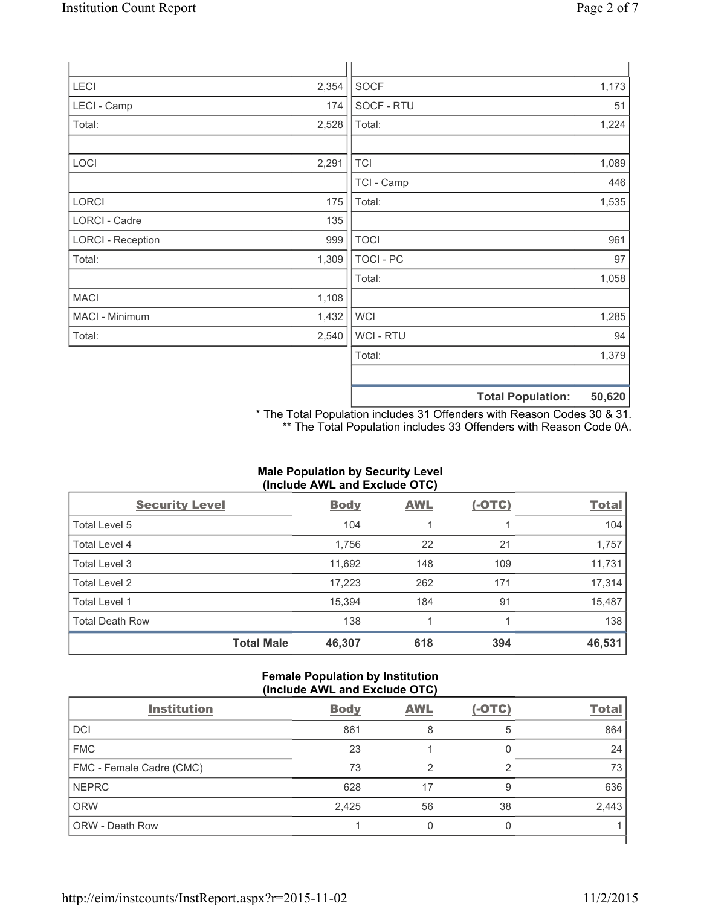| | | | |
|---|---|---|---|
| LECI | 2,354 | SOCF | 1,173 |
| LECI - Camp | 174 | SOCF - RTU | 51 |
| Total: | 2,528 | Total: | 1,224 |
| | | | |
| LOCI | 2,291 | TCI | 1,089 |
| | | TCI - Camp | 446 |
| LORCI | 175 | Total: | 1,535 |
| LORCI - Cadre | 135 | | |
| LORCI - Reception | 999 | TOCI | 961 |
| Total: | 1,309 | TOCI - PC | 97 |
| | | Total: | 1,058 |
| MACI | 1,108 | | |
| MACI - Minimum | 1,432 | WCI | 1,285 |
| Total: | 2,540 | WCI - RTU | 94 |
| | | Total: | 1,379 |
| | | | |
| | | **Total Population:** | **50,620** |

\* The Total Population includes 31 Offenders with Reason Codes 30 & 31.
\*\* The Total Population includes 33 Offenders with Reason Code 0A.

**Male Population by Security Level (Include AWL and Exclude OTC)**

| Security Level | Body | AWL | (-OTC) | Total |
|---|---|---|---|---|
| Total Level 5 | 104 | 1 | 1 | 104 |
| Total Level 4 | 1,756 | 22 | 21 | 1,757 |
| Total Level 3 | 11,692 | 148 | 109 | 11,731 |
| Total Level 2 | 17,223 | 262 | 171 | 17,314 |
| Total Level 1 | 15,394 | 184 | 91 | 15,487 |
| Total Death Row | 138 | 1 | 1 | 138 |
| **Total Male** | **46,307** | **618** | **394** | **46,531** |

**Female Population by Institution (Include AWL and Exclude OTC)**

| Institution | Body | AWL | (-OTC) | Total |
|---|---|---|---|---|
| DCI | 861 | 8 | 5 | 864 |
| FMC | 23 | 1 | 0 | 24 |
| FMC - Female Cadre (CMC) | 73 | 2 | 2 | 73 |
| NEPRC | 628 | 17 | 9 | 636 |
| ORW | 2,425 | 56 | 38 | 2,443 |
| ORW - Death Row | 1 | 0 | 0 | 1 |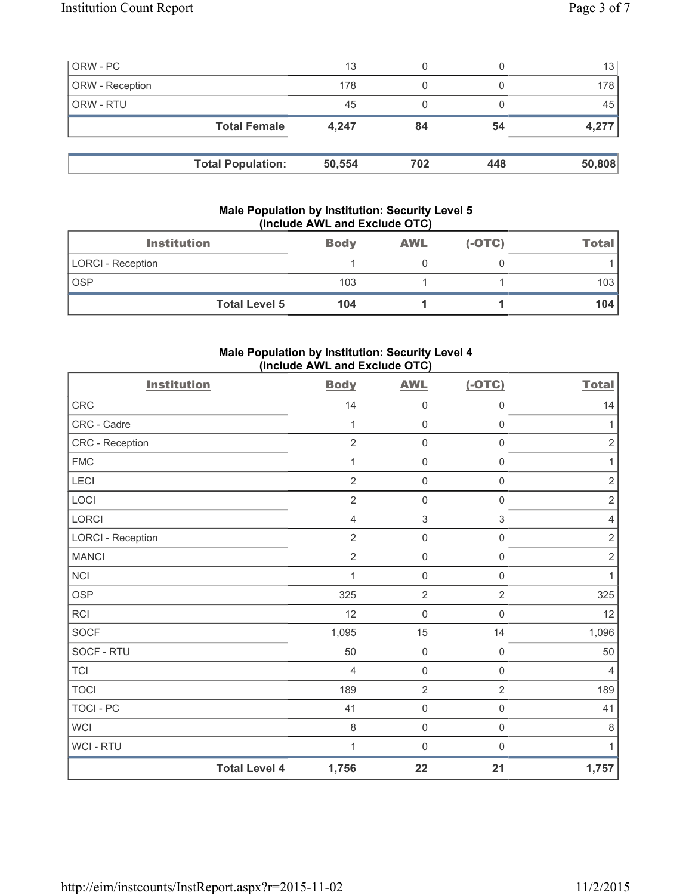| ORW - PC | 13 | 0 | 0 | 13 |
|---|---|---|---|---|
| ORW - Reception | 178 | 0 | 0 | 178 |
| ORW - RTU | 45 | 0 | 0 | 45 |
| **Total Female** | **4,247** | **84** | **54** | **4,277** |

| **Total Population:** | **50,554** | **702** | **448** | **50,808** |
|---|---|---|---|---|

### Male Population by Institution: Security Level 5 (Include AWL and Exclude OTC)

| Institution | Body | AWL | (-OTC) | Total |
|---|---|---|---|---|
| LORCI - Reception | 1 | 0 | 0 | 1 |
| OSP | 103 | 1 | 1 | 103 |
| **Total Level 5** | **104** | **1** | **1** | **104** |

### Male Population by Institution: Security Level 4 (Include AWL and Exclude OTC)

| Institution | Body | AWL | (-OTC) | Total |
|---|---|---|---|---|
| CRC | 14 | 0 | 0 | 14 |
| CRC - Cadre | 1 | 0 | 0 | 1 |
| CRC - Reception | 2 | 0 | 0 | 2 |
| FMC | 1 | 0 | 0 | 1 |
| LECI | 2 | 0 | 0 | 2 |
| LOCI | 2 | 0 | 0 | 2 |
| LORCI | 4 | 3 | 3 | 4 |
| LORCI - Reception | 2 | 0 | 0 | 2 |
| MANCI | 2 | 0 | 0 | 2 |
| NCI | 1 | 0 | 0 | 1 |
| OSP | 325 | 2 | 2 | 325 |
| RCI | 12 | 0 | 0 | 12 |
| SOCF | 1,095 | 15 | 14 | 1,096 |
| SOCF - RTU | 50 | 0 | 0 | 50 |
| TCI | 4 | 0 | 0 | 4 |
| TOCI | 189 | 2 | 2 | 189 |
| TOCI - PC | 41 | 0 | 0 | 41 |
| WCI | 8 | 0 | 0 | 8 |
| WCI - RTU | 1 | 0 | 0 | 1 |
| **Total Level 4** | **1,756** | **22** | **21** | **1,757** |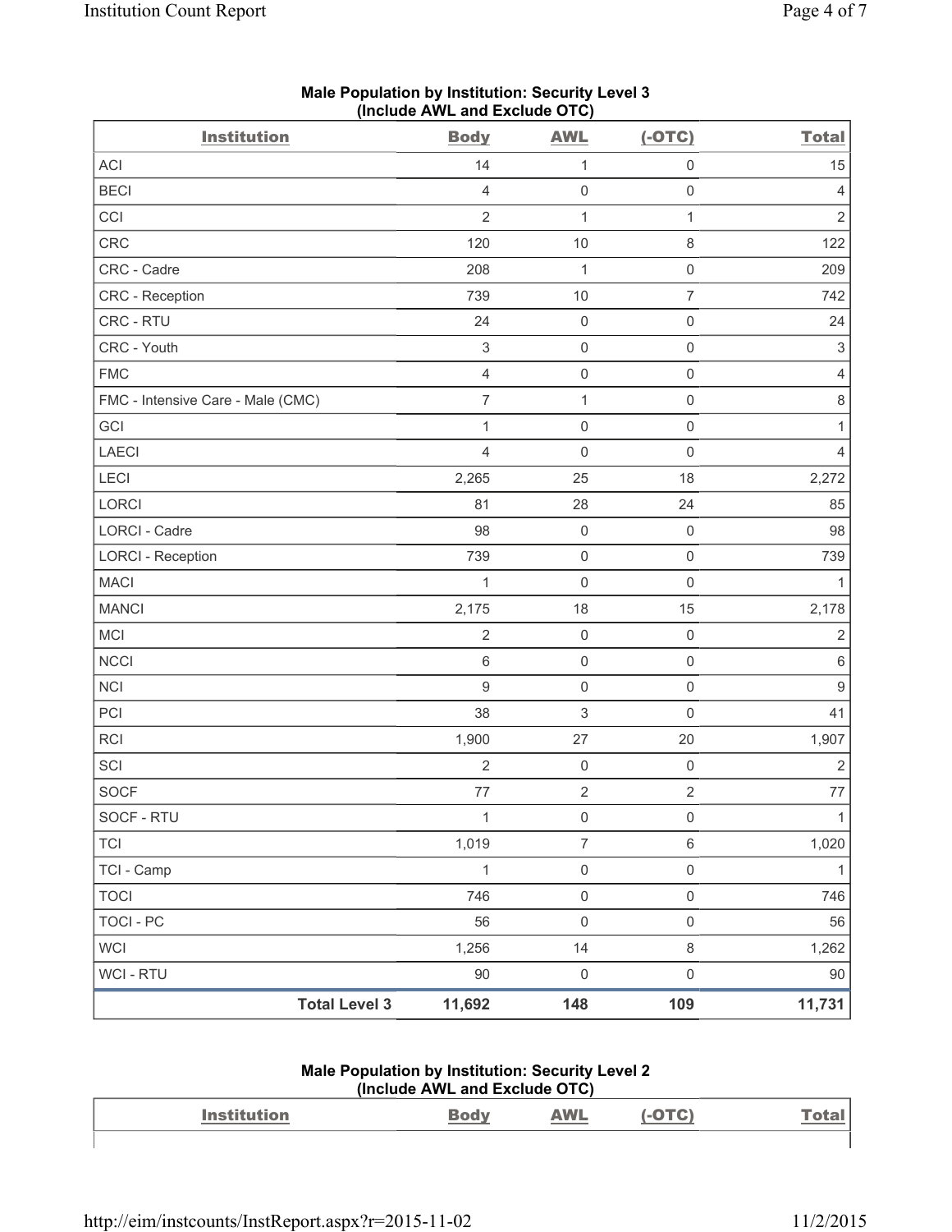## Male Population by Institution: Security Level 3
### (Include AWL and Exclude OTC)

| Institution | Body | AWL | (-OTC) | Total |
|---|---|---|---|---|
| ACI | 14 | 1 | 0 | 15 |
| BECI | 4 | 0 | 0 | 4 |
| CCI | 2 | 1 | 1 | 2 |
| CRC | 120 | 10 | 8 | 122 |
| CRC - Cadre | 208 | 1 | 0 | 209 |
| CRC - Reception | 739 | 10 | 7 | 742 |
| CRC - RTU | 24 | 0 | 0 | 24 |
| CRC - Youth | 3 | 0 | 0 | 3 |
| FMC | 4 | 0 | 0 | 4 |
| FMC - Intensive Care - Male (CMC) | 7 | 1 | 0 | 8 |
| GCI | 1 | 0 | 0 | 1 |
| LAECI | 4 | 0 | 0 | 4 |
| LECI | 2,265 | 25 | 18 | 2,272 |
| LORCI | 81 | 28 | 24 | 85 |
| LORCI - Cadre | 98 | 0 | 0 | 98 |
| LORCI - Reception | 739 | 0 | 0 | 739 |
| MACI | 1 | 0 | 0 | 1 |
| MANCI | 2,175 | 18 | 15 | 2,178 |
| MCI | 2 | 0 | 0 | 2 |
| NCCI | 6 | 0 | 0 | 6 |
| NCI | 9 | 0 | 0 | 9 |
| PCI | 38 | 3 | 0 | 41 |
| RCI | 1,900 | 27 | 20 | 1,907 |
| SCI | 2 | 0 | 0 | 2 |
| SOCF | 77 | 2 | 2 | 77 |
| SOCF - RTU | 1 | 0 | 0 | 1 |
| TCI | 1,019 | 7 | 6 | 1,020 |
| TCI - Camp | 1 | 0 | 0 | 1 |
| TOCI | 746 | 0 | 0 | 746 |
| TOCI - PC | 56 | 0 | 0 | 56 |
| WCI | 1,256 | 14 | 8 | 1,262 |
| WCI - RTU | 90 | 0 | 0 | 90 |
| **Total Level 3** | **11,692** | **148** | **109** | **11,731** |

## Male Population by Institution: Security Level 2
### (Include AWL and Exclude OTC)

| Institution | Body | AWL | (-OTC) | Total |
|---|---|---|---|---|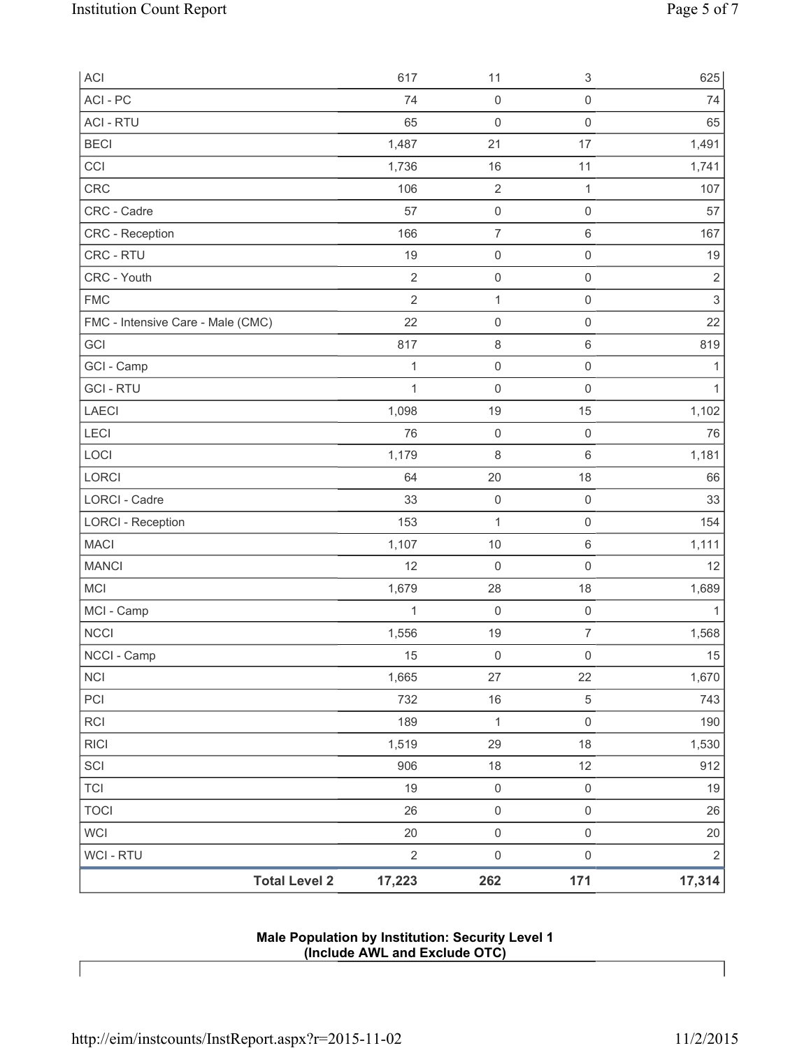| | | | | |
|---|---|---|---|---|
| ACI | 617 | 11 | 3 | 625 |
| ACI - PC | 74 | 0 | 0 | 74 |
| ACI - RTU | 65 | 0 | 0 | 65 |
| BECI | 1,487 | 21 | 17 | 1,491 |
| CCI | 1,736 | 16 | 11 | 1,741 |
| CRC | 106 | 2 | 1 | 107 |
| CRC - Cadre | 57 | 0 | 0 | 57 |
| CRC - Reception | 166 | 7 | 6 | 167 |
| CRC - RTU | 19 | 0 | 0 | 19 |
| CRC - Youth | 2 | 0 | 0 | 2 |
| FMC | 2 | 1 | 0 | 3 |
| FMC - Intensive Care - Male (CMC) | 22 | 0 | 0 | 22 |
| GCI | 817 | 8 | 6 | 819 |
| GCI - Camp | 1 | 0 | 0 | 1 |
| GCI - RTU | 1 | 0 | 0 | 1 |
| LAECI | 1,098 | 19 | 15 | 1,102 |
| LECI | 76 | 0 | 0 | 76 |
| LOCI | 1,179 | 8 | 6 | 1,181 |
| LORCI | 64 | 20 | 18 | 66 |
| LORCI - Cadre | 33 | 0 | 0 | 33 |
| LORCI - Reception | 153 | 1 | 0 | 154 |
| MACI | 1,107 | 10 | 6 | 1,111 |
| MANCI | 12 | 0 | 0 | 12 |
| MCI | 1,679 | 28 | 18 | 1,689 |
| MCI - Camp | 1 | 0 | 0 | 1 |
| NCCI | 1,556 | 19 | 7 | 1,568 |
| NCCI - Camp | 15 | 0 | 0 | 15 |
| NCI | 1,665 | 27 | 22 | 1,670 |
| PCI | 732 | 16 | 5 | 743 |
| RCI | 189 | 1 | 0 | 190 |
| RICI | 1,519 | 29 | 18 | 1,530 |
| SCI | 906 | 18 | 12 | 912 |
| TCI | 19 | 0 | 0 | 19 |
| TOCI | 26 | 0 | 0 | 26 |
| WCI | 20 | 0 | 0 | 20 |
| WCI - RTU | 2 | 0 | 0 | 2 |
| **Total Level 2** | **17,223** | **262** | **171** | **17,314** |

**Male Population by Institution: Security Level 1**
**(Include AWL and Exclude OTC)**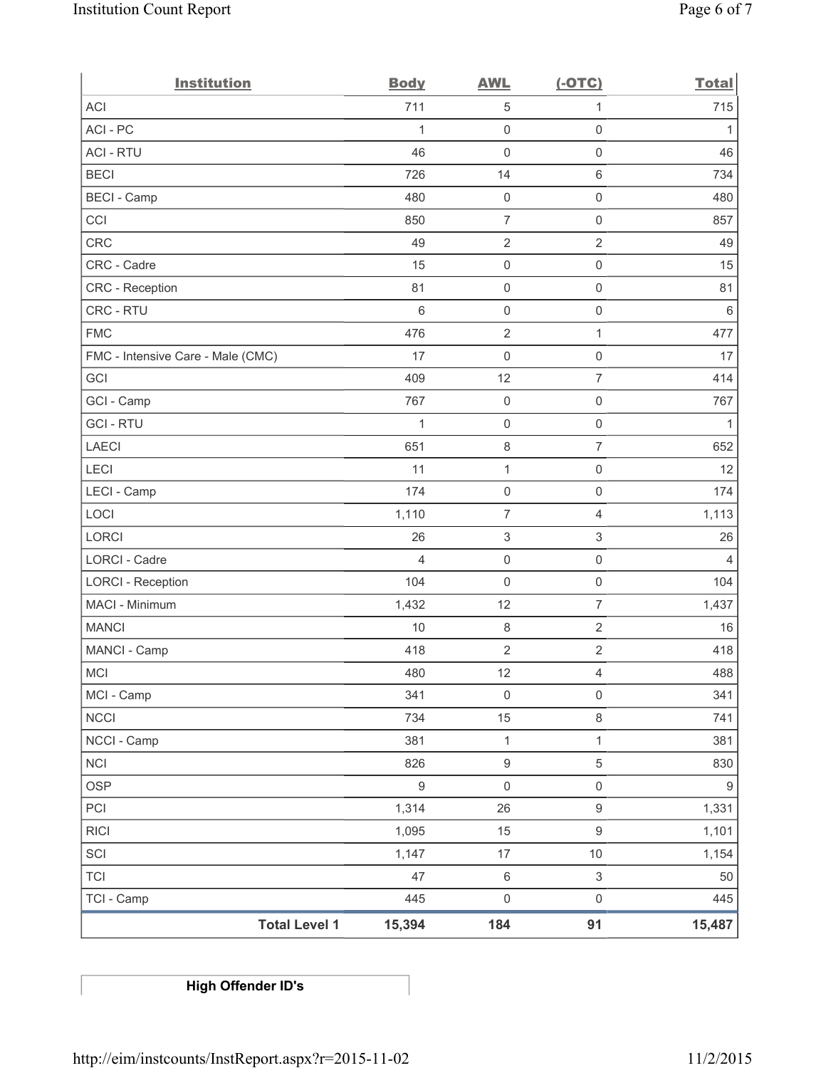| Institution | Body | AWL | (-OTC) | Total |
|---|---|---|---|---|
| ACI | 711 | 5 | 1 | 715 |
| ACI - PC | 1 | 0 | 0 | 1 |
| ACI - RTU | 46 | 0 | 0 | 46 |
| BECI | 726 | 14 | 6 | 734 |
| BECI - Camp | 480 | 0 | 0 | 480 |
| CCI | 850 | 7 | 0 | 857 |
| CRC | 49 | 2 | 2 | 49 |
| CRC - Cadre | 15 | 0 | 0 | 15 |
| CRC - Reception | 81 | 0 | 0 | 81 |
| CRC - RTU | 6 | 0 | 0 | 6 |
| FMC | 476 | 2 | 1 | 477 |
| FMC - Intensive Care - Male (CMC) | 17 | 0 | 0 | 17 |
| GCI | 409 | 12 | 7 | 414 |
| GCI - Camp | 767 | 0 | 0 | 767 |
| GCI - RTU | 1 | 0 | 0 | 1 |
| LAECI | 651 | 8 | 7 | 652 |
| LECI | 11 | 1 | 0 | 12 |
| LECI - Camp | 174 | 0 | 0 | 174 |
| LOCI | 1,110 | 7 | 4 | 1,113 |
| LORCI | 26 | 3 | 3 | 26 |
| LORCI - Cadre | 4 | 0 | 0 | 4 |
| LORCI - Reception | 104 | 0 | 0 | 104 |
| MACI - Minimum | 1,432 | 12 | 7 | 1,437 |
| MANCI | 10 | 8 | 2 | 16 |
| MANCI - Camp | 418 | 2 | 2 | 418 |
| MCI | 480 | 12 | 4 | 488 |
| MCI - Camp | 341 | 0 | 0 | 341 |
| NCCI | 734 | 15 | 8 | 741 |
| NCCI - Camp | 381 | 1 | 1 | 381 |
| NCI | 826 | 9 | 5 | 830 |
| OSP | 9 | 0 | 0 | 9 |
| PCI | 1,314 | 26 | 9 | 1,331 |
| RICI | 1,095 | 15 | 9 | 1,101 |
| SCI | 1,147 | 17 | 10 | 1,154 |
| TCI | 47 | 6 | 3 | 50 |
| TCI - Camp | 445 | 0 | 0 | 445 |
| **Total Level 1** | **15,394** | **184** | **91** | **15,487** |

**High Offender ID's**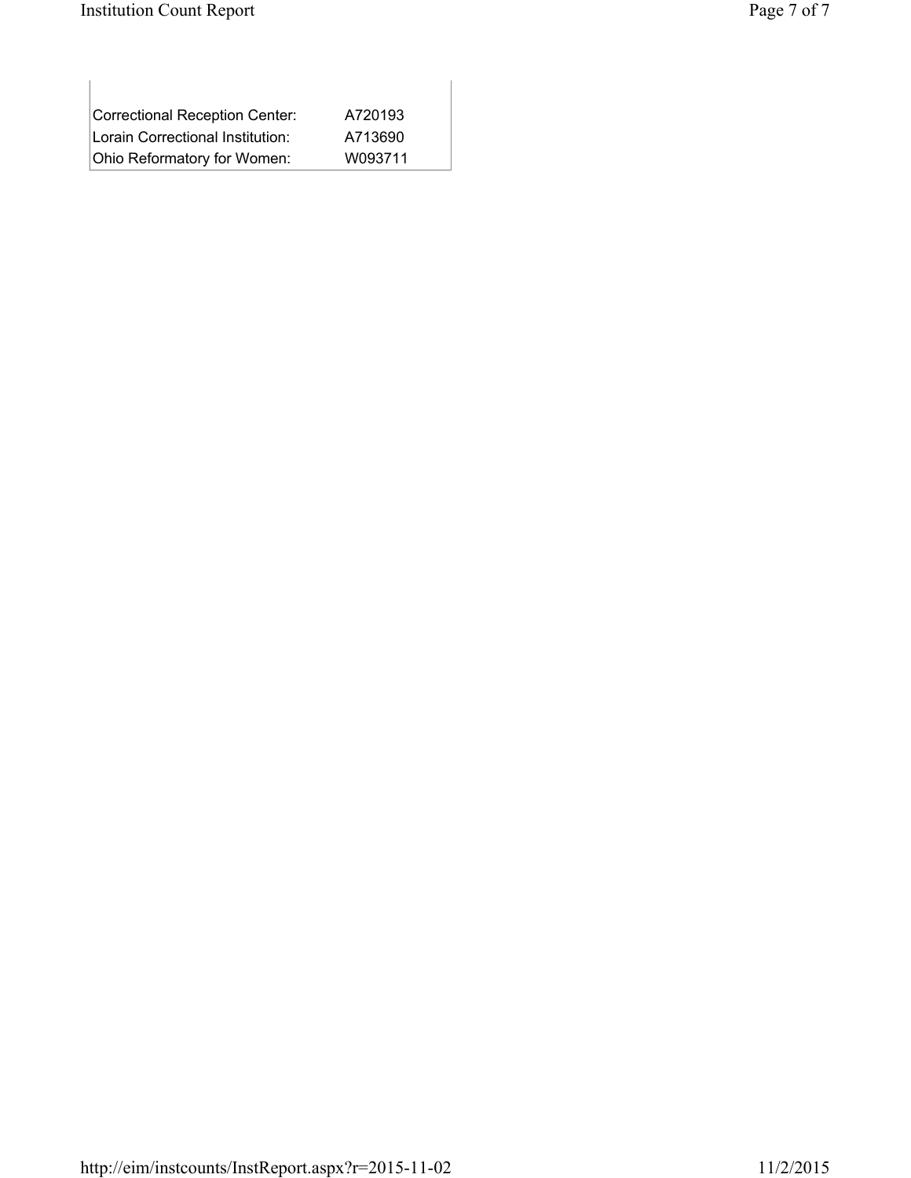| | |
|---|---|
| Correctional Reception Center: | A720193 |
| Lorain Correctional Institution: | A713690 |
| Ohio Reformatory for Women: | W093711 |